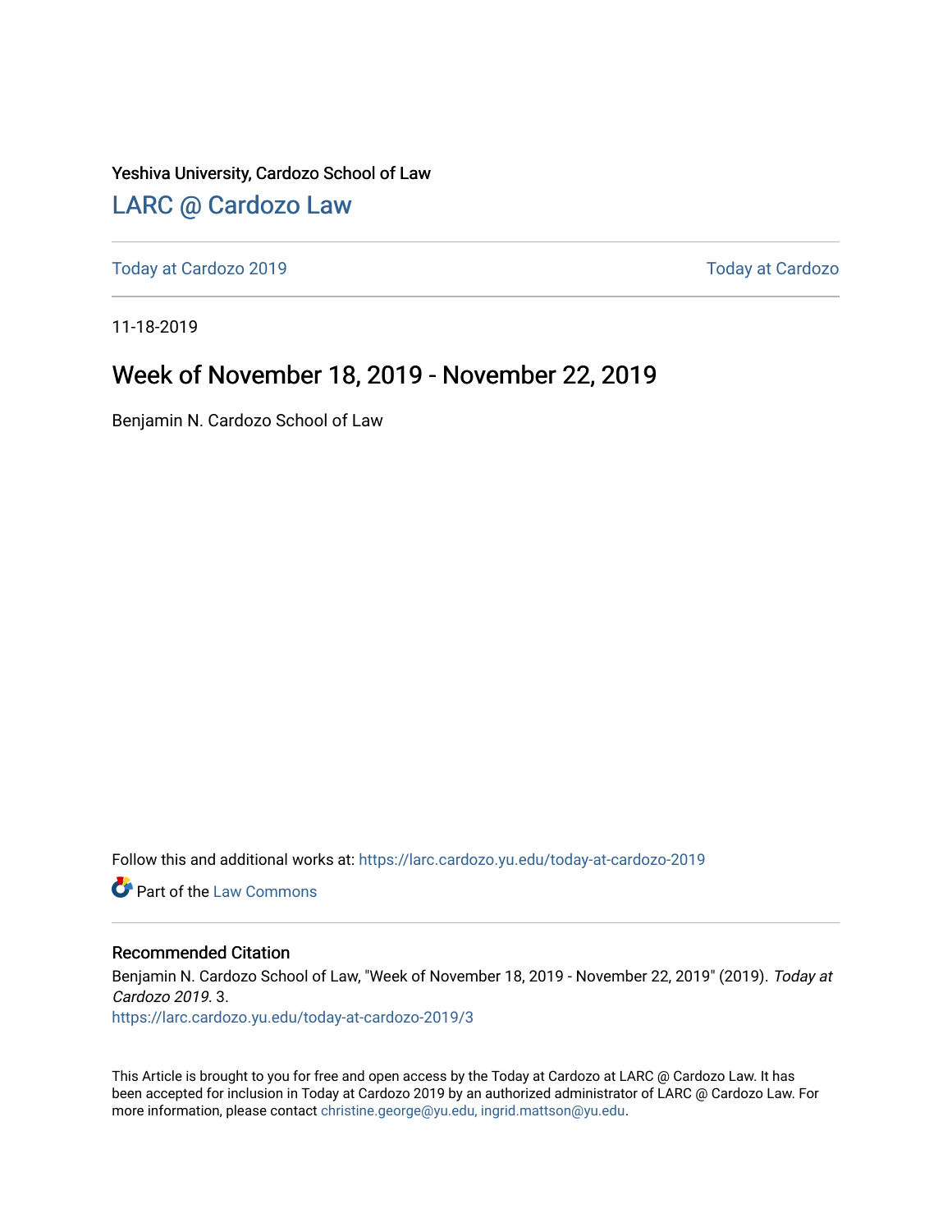Yeshiva University, Cardozo School of Law

[LARC @ Cardozo Law](https://larc.cardozo.yu.edu/)

---

[Today at Cardozo 2019](https://larc.cardozo.yu.edu/today-at-cardozo-2019) [Today at Cardozo](https://larc.cardozo.yu.edu/today-at-cardozo)

---

11-18-2019

# Week of November 18, 2019 - November 22, 2019

Benjamin N. Cardozo School of Law

Follow this and additional works at: https://larc.cardozo.yu.edu/today-at-cardozo-2019

Part of the Law Commons

---

## Recommended Citation

Benjamin N. Cardozo School of Law, "Week of November 18, 2019 - November 22, 2019" (2019). *Today at Cardozo 2019*. 3.
https://larc.cardozo.yu.edu/today-at-cardozo-2019/3

This Article is brought to you for free and open access by the Today at Cardozo at LARC @ Cardozo Law. It has been accepted for inclusion in Today at Cardozo 2019 by an authorized administrator of LARC @ Cardozo Law. For more information, please contact christine.george@yu.edu, ingrid.mattson@yu.edu.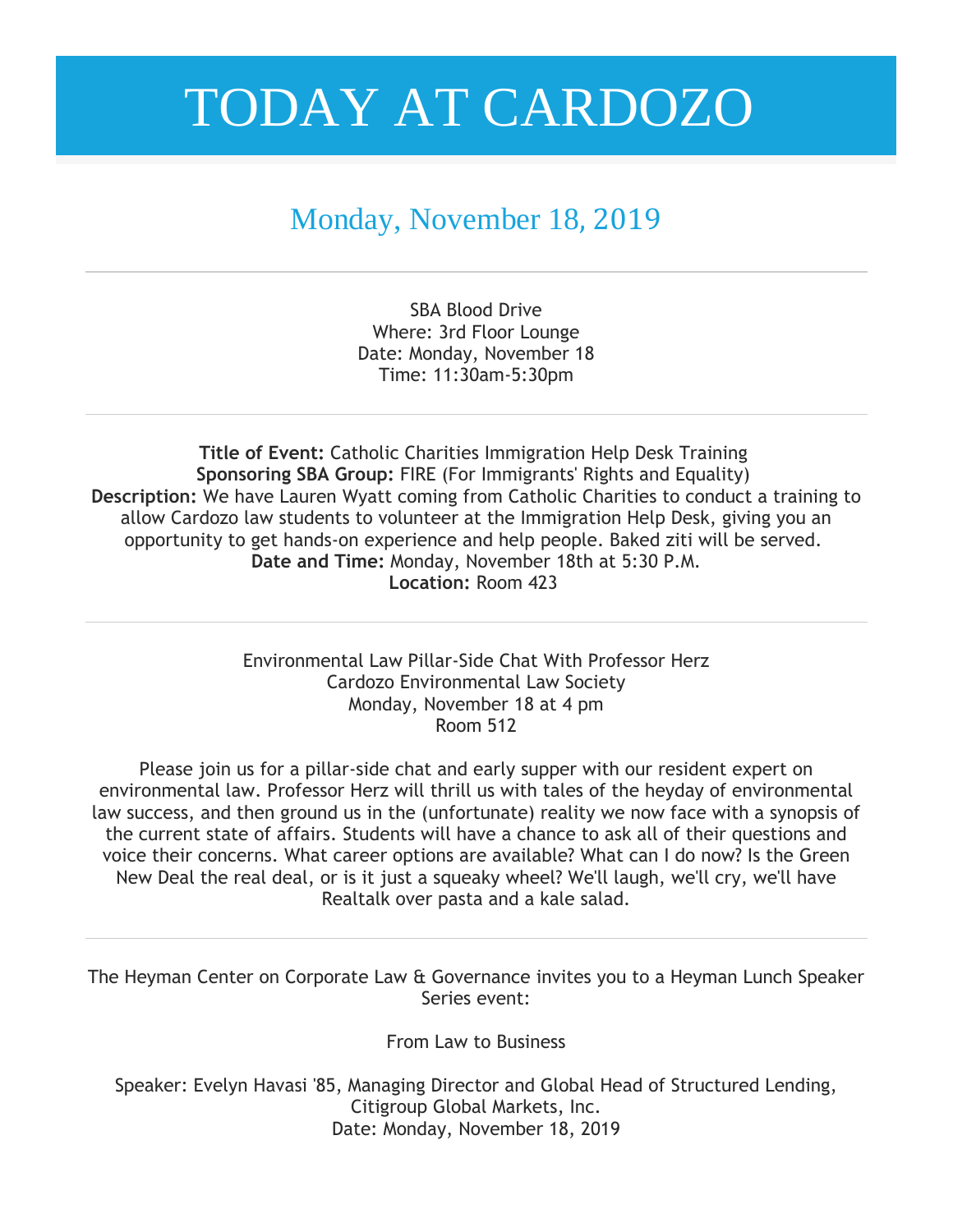# TODAY AT CARDOZO

## Monday, November 18, 2019

---

SBA Blood Drive
Where: 3rd Floor Lounge
Date: Monday, November 18
Time: 11:30am-5:30pm

---

**Title of Event:** Catholic Charities Immigration Help Desk Training
**Sponsoring SBA Group:** FIRE (For Immigrants' Rights and Equality)
**Description:** We have Lauren Wyatt coming from Catholic Charities to conduct a training to allow Cardozo law students to volunteer at the Immigration Help Desk, giving you an opportunity to get hands-on experience and help people. Baked ziti will be served.
**Date and Time:** Monday, November 18th at 5:30 P.M.
**Location:** Room 423

---

Environmental Law Pillar-Side Chat With Professor Herz
Cardozo Environmental Law Society
Monday, November 18 at 4 pm
Room 512

Please join us for a pillar-side chat and early supper with our resident expert on environmental law. Professor Herz will thrill us with tales of the heyday of environmental law success, and then ground us in the (unfortunate) reality we now face with a synopsis of the current state of affairs. Students will have a chance to ask all of their questions and voice their concerns. What career options are available? What can I do now? Is the Green New Deal the real deal, or is it just a squeaky wheel? We'll laugh, we'll cry, we'll have Realtalk over pasta and a kale salad.

---

The Heyman Center on Corporate Law & Governance invites you to a Heyman Lunch Speaker Series event:

From Law to Business

Speaker: Evelyn Havasi '85, Managing Director and Global Head of Structured Lending, Citigroup Global Markets, Inc.
Date: Monday, November 18, 2019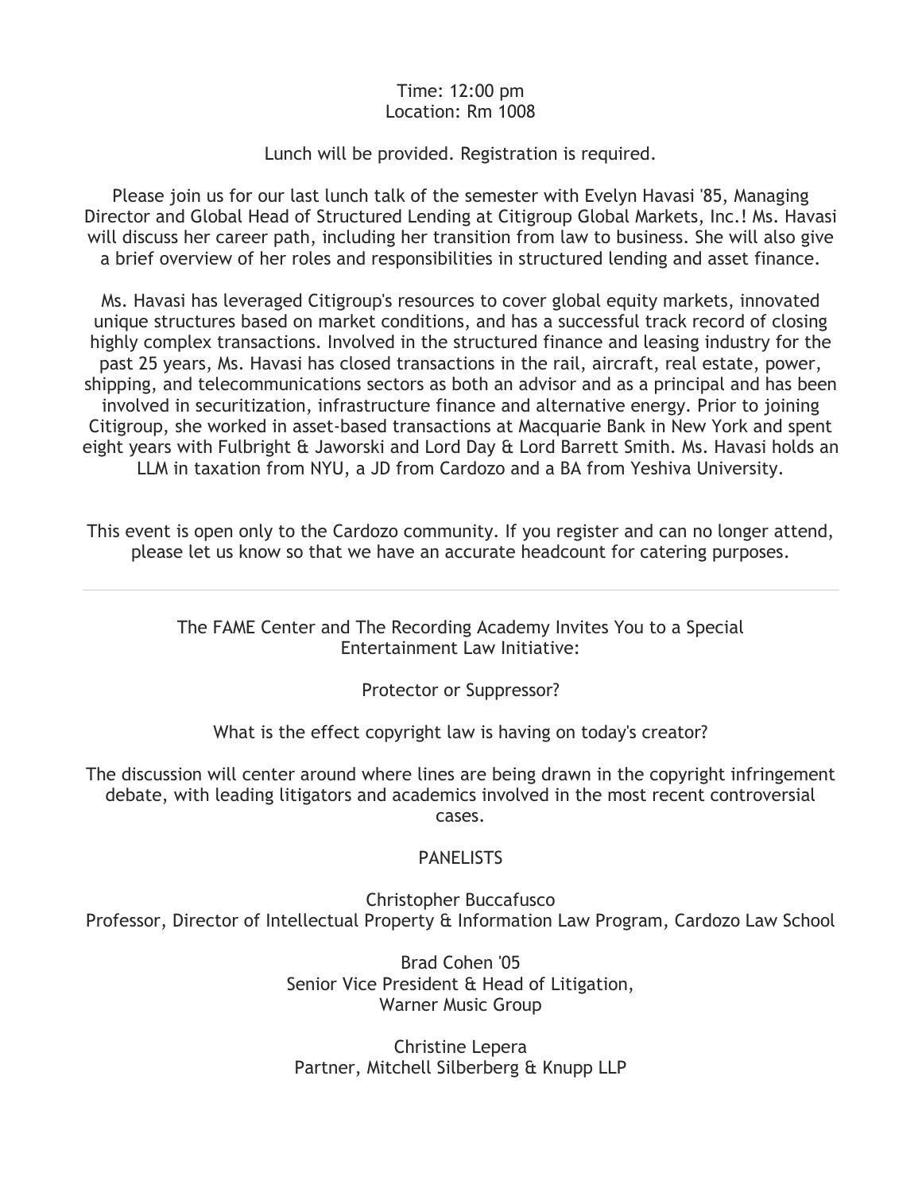Time: 12:00 pm
Location: Rm 1008

Lunch will be provided. Registration is required.

Please join us for our last lunch talk of the semester with Evelyn Havasi '85, Managing Director and Global Head of Structured Lending at Citigroup Global Markets, Inc.! Ms. Havasi will discuss her career path, including her transition from law to business. She will also give a brief overview of her roles and responsibilities in structured lending and asset finance.

Ms. Havasi has leveraged Citigroup's resources to cover global equity markets, innovated unique structures based on market conditions, and has a successful track record of closing highly complex transactions. Involved in the structured finance and leasing industry for the past 25 years, Ms. Havasi has closed transactions in the rail, aircraft, real estate, power, shipping, and telecommunications sectors as both an advisor and as a principal and has been involved in securitization, infrastructure finance and alternative energy. Prior to joining Citigroup, she worked in asset-based transactions at Macquarie Bank in New York and spent eight years with Fulbright & Jaworski and Lord Day & Lord Barrett Smith. Ms. Havasi holds an LLM in taxation from NYU, a JD from Cardozo and a BA from Yeshiva University.

This event is open only to the Cardozo community. If you register and can no longer attend, please let us know so that we have an accurate headcount for catering purposes.

---

The FAME Center and The Recording Academy Invites You to a Special Entertainment Law Initiative:

Protector or Suppressor?

What is the effect copyright law is having on today's creator?

The discussion will center around where lines are being drawn in the copyright infringement debate, with leading litigators and academics involved in the most recent controversial cases.

PANELISTS

Christopher Buccafusco
Professor, Director of Intellectual Property & Information Law Program, Cardozo Law School

Brad Cohen '05
Senior Vice President & Head of Litigation,
Warner Music Group

Christine Lepera
Partner, Mitchell Silberberg & Knupp LLP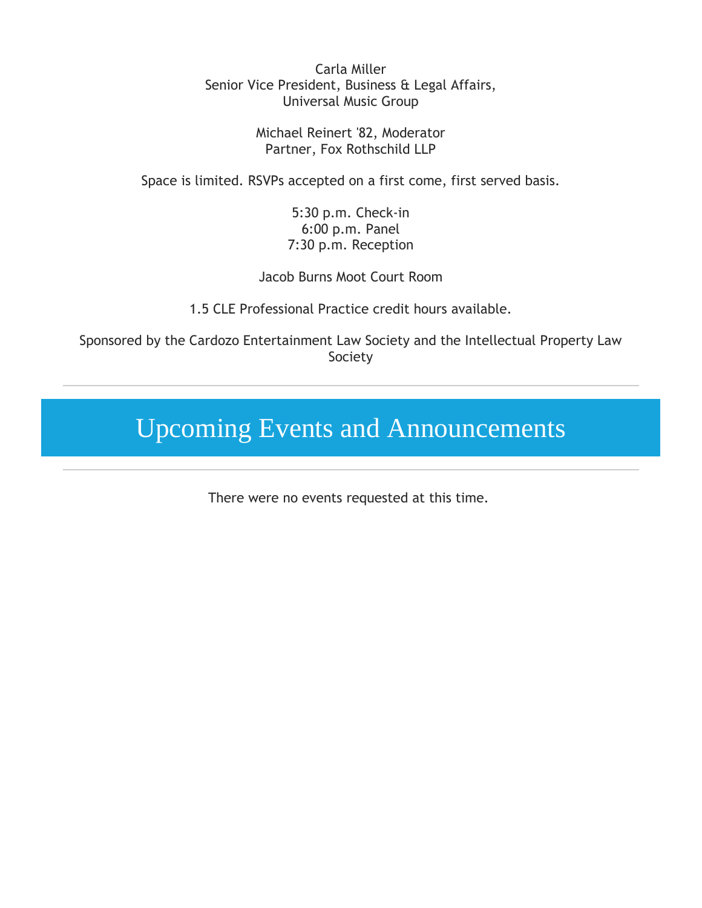Carla Miller
Senior Vice President, Business & Legal Affairs,
Universal Music Group

Michael Reinert '82, Moderator
Partner, Fox Rothschild LLP

Space is limited. RSVPs accepted on a first come, first served basis.

5:30 p.m. Check-in
6:00 p.m. Panel
7:30 p.m. Reception

Jacob Burns Moot Court Room

1.5 CLE Professional Practice credit hours available.

Sponsored by the Cardozo Entertainment Law Society and the Intellectual Property Law Society

---

# Upcoming Events and Announcements

---

There were no events requested at this time.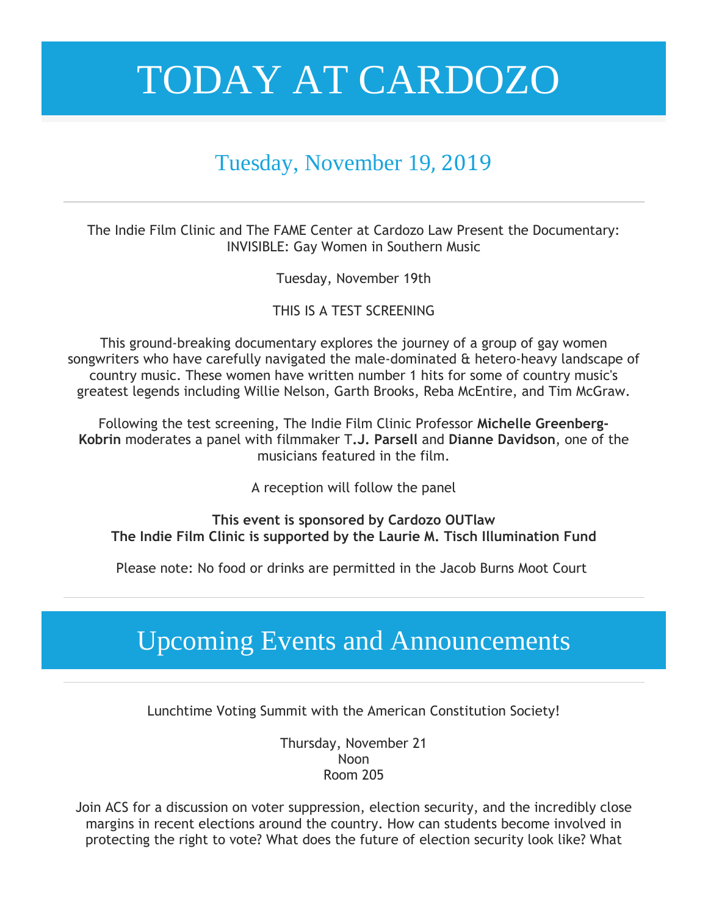# TODAY AT CARDOZO

## Tuesday, November 19, 2019

---

The Indie Film Clinic and The FAME Center at Cardozo Law Present the Documentary: INVISIBLE: Gay Women in Southern Music

Tuesday, November 19th

THIS IS A TEST SCREENING

This ground-breaking documentary explores the journey of a group of gay women songwriters who have carefully navigated the male-dominated & hetero-heavy landscape of country music. These women have written number 1 hits for some of country music's greatest legends including Willie Nelson, Garth Brooks, Reba McEntire, and Tim McGraw.

Following the test screening, The Indie Film Clinic Professor **Michelle Greenberg-Kobrin** moderates a panel with filmmaker T**.J. Parsell** and **Dianne Davidson**, one of the musicians featured in the film.

A reception will follow the panel

**This event is sponsored by Cardozo OUTlaw**
**The Indie Film Clinic is supported by the Laurie M. Tisch Illumination Fund**

Please note: No food or drinks are permitted in the Jacob Burns Moot Court

---

# Upcoming Events and Announcements

---

Lunchtime Voting Summit with the American Constitution Society!

Thursday, November 21
Noon
Room 205

Join ACS for a discussion on voter suppression, election security, and the incredibly close margins in recent elections around the country. How can students become involved in protecting the right to vote? What does the future of election security look like? What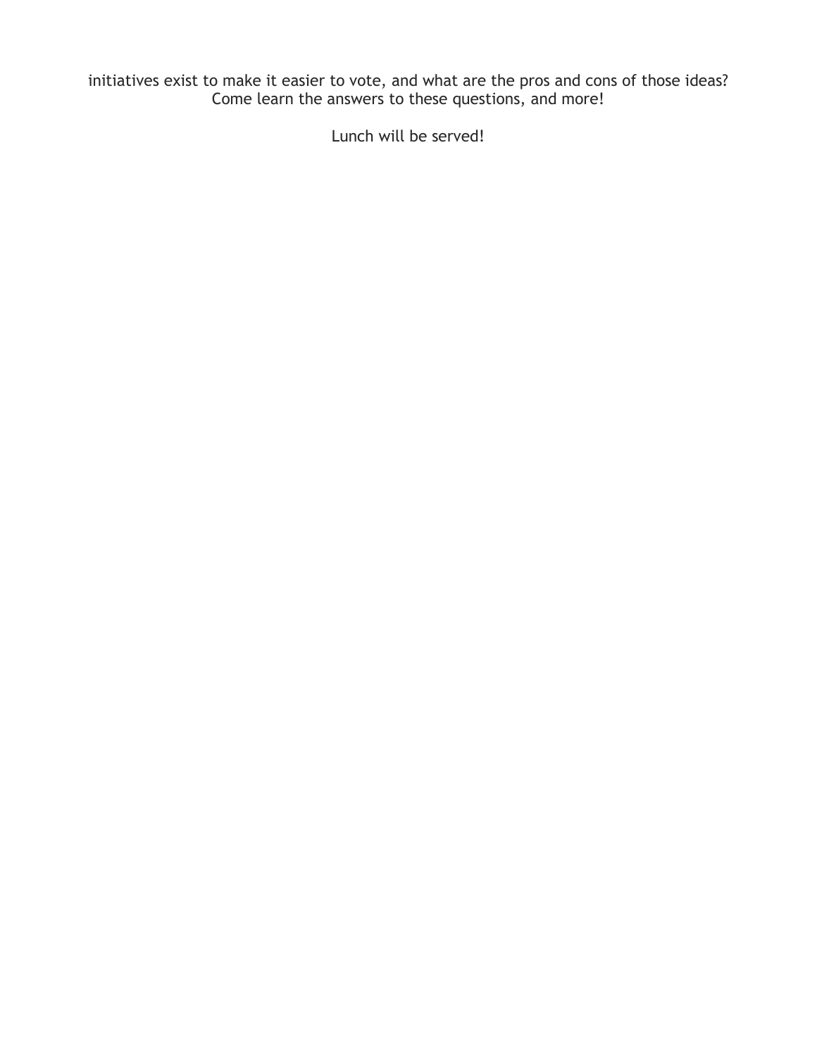initiatives exist to make it easier to vote, and what are the pros and cons of those ideas? Come learn the answers to these questions, and more!

Lunch will be served!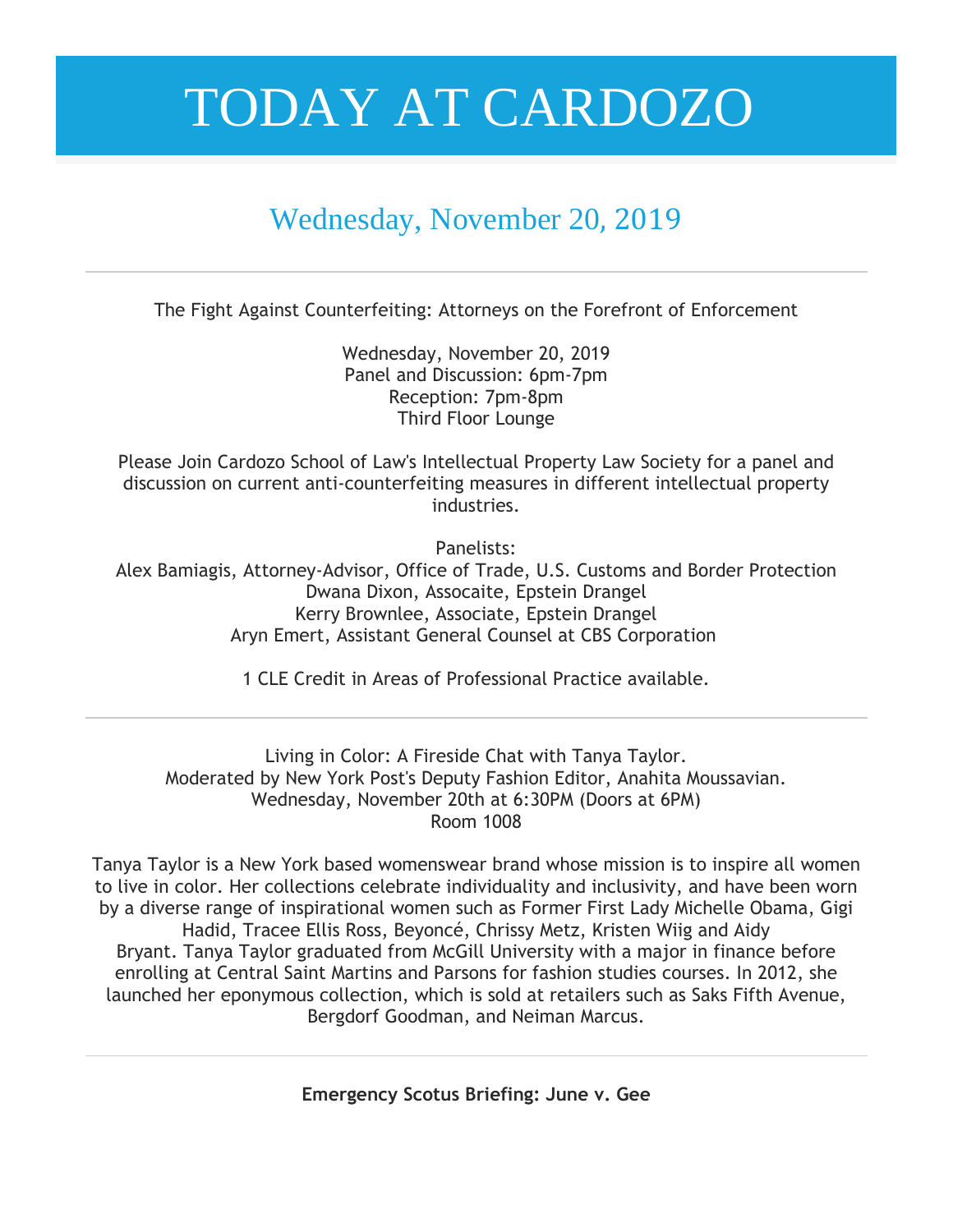# TODAY AT CARDOZO

## Wednesday, November 20, 2019

---

The Fight Against Counterfeiting: Attorneys on the Forefront of Enforcement

Wednesday, November 20, 2019
Panel and Discussion: 6pm-7pm
Reception: 7pm-8pm
Third Floor Lounge

Please Join Cardozo School of Law's Intellectual Property Law Society for a panel and discussion on current anti-counterfeiting measures in different intellectual property industries.

Panelists:
Alex Bamiagis, Attorney-Advisor, Office of Trade, U.S. Customs and Border Protection
Dwana Dixon, Assocaite, Epstein Drangel
Kerry Brownlee, Associate, Epstein Drangel
Aryn Emert, Assistant General Counsel at CBS Corporation

1 CLE Credit in Areas of Professional Practice available.

---

Living in Color: A Fireside Chat with Tanya Taylor.
Moderated by New York Post's Deputy Fashion Editor, Anahita Moussavian.
Wednesday, November 20th at 6:30PM (Doors at 6PM)
Room 1008

Tanya Taylor is a New York based womenswear brand whose mission is to inspire all women to live in color. Her collections celebrate individuality and inclusivity, and have been worn by a diverse range of inspirational women such as Former First Lady Michelle Obama, Gigi Hadid, Tracee Ellis Ross, Beyoncé, Chrissy Metz, Kristen Wiig and Aidy Bryant. Tanya Taylor graduated from McGill University with a major in finance before enrolling at Central Saint Martins and Parsons for fashion studies courses. In 2012, she launched her eponymous collection, which is sold at retailers such as Saks Fifth Avenue, Bergdorf Goodman, and Neiman Marcus.

---

**Emergency Scotus Briefing: June v. Gee**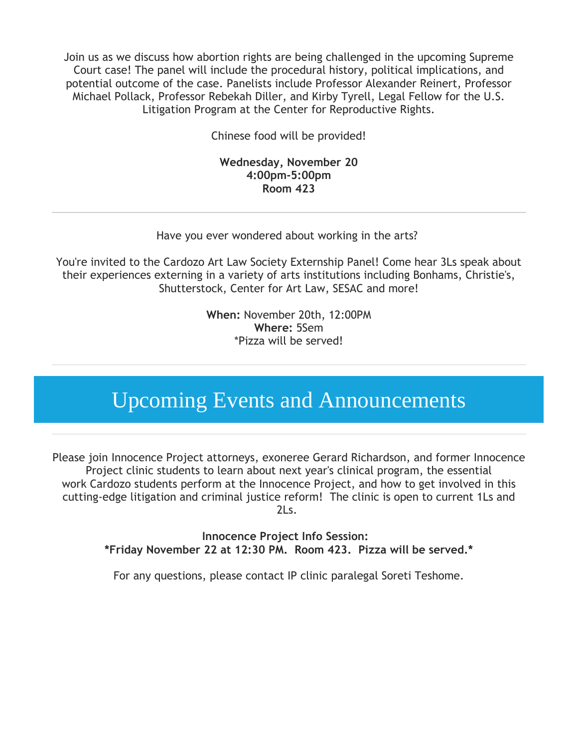Join us as we discuss how abortion rights are being challenged in the upcoming Supreme Court case! The panel will include the procedural history, political implications, and potential outcome of the case. Panelists include Professor Alexander Reinert, Professor Michael Pollack, Professor Rebekah Diller, and Kirby Tyrell, Legal Fellow for the U.S. Litigation Program at the Center for Reproductive Rights.

Chinese food will be provided!

**Wednesday, November 20**
**4:00pm-5:00pm**
**Room 423**

---

Have you ever wondered about working in the arts?

You're invited to the Cardozo Art Law Society Externship Panel! Come hear 3Ls speak about their experiences externing in a variety of arts institutions including Bonhams, Christie's, Shutterstock, Center for Art Law, SESAC and more!

**When:** November 20th, 12:00PM
**Where:** 5Sem
*Pizza will be served!

---

## Upcoming Events and Announcements

---

Please join Innocence Project attorneys, exoneree Gerard Richardson, and former Innocence Project clinic students to learn about next year's clinical program, the essential work Cardozo students perform at the Innocence Project, and how to get involved in this cutting-edge litigation and criminal justice reform! The clinic is open to current 1Ls and 2Ls.

**Innocence Project Info Session:**
**\*Friday November 22 at 12:30 PM. Room 423. Pizza will be served.\***

For any questions, please contact IP clinic paralegal Soreti Teshome.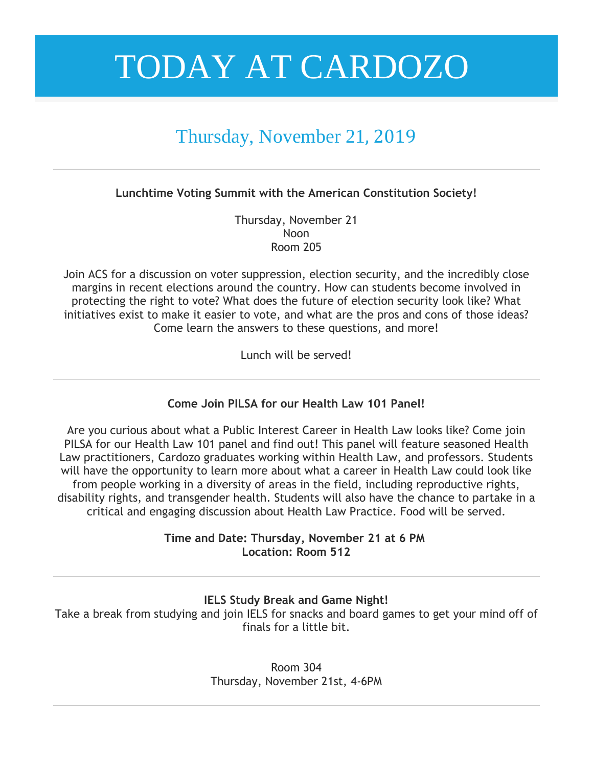# TODAY AT CARDOZO

## Thursday, November 21, 2019

---

**Lunchtime Voting Summit with the American Constitution Society!**

Thursday, November 21
Noon
Room 205

Join ACS for a discussion on voter suppression, election security, and the incredibly close margins in recent elections around the country. How can students become involved in protecting the right to vote? What does the future of election security look like? What initiatives exist to make it easier to vote, and what are the pros and cons of those ideas? Come learn the answers to these questions, and more!

Lunch will be served!

---

**Come Join PILSA for our Health Law 101 Panel!**

Are you curious about what a Public Interest Career in Health Law looks like? Come join PILSA for our Health Law 101 panel and find out! This panel will feature seasoned Health Law practitioners, Cardozo graduates working within Health Law, and professors. Students will have the opportunity to learn more about what a career in Health Law could look like from people working in a diversity of areas in the field, including reproductive rights, disability rights, and transgender health. Students will also have the chance to partake in a critical and engaging discussion about Health Law Practice. Food will be served.

**Time and Date: Thursday, November 21 at 6 PM**
**Location: Room 512**

---

**IELS Study Break and Game Night!**
Take a break from studying and join IELS for snacks and board games to get your mind off of finals for a little bit.

Room 304
Thursday, November 21st, 4-6PM

---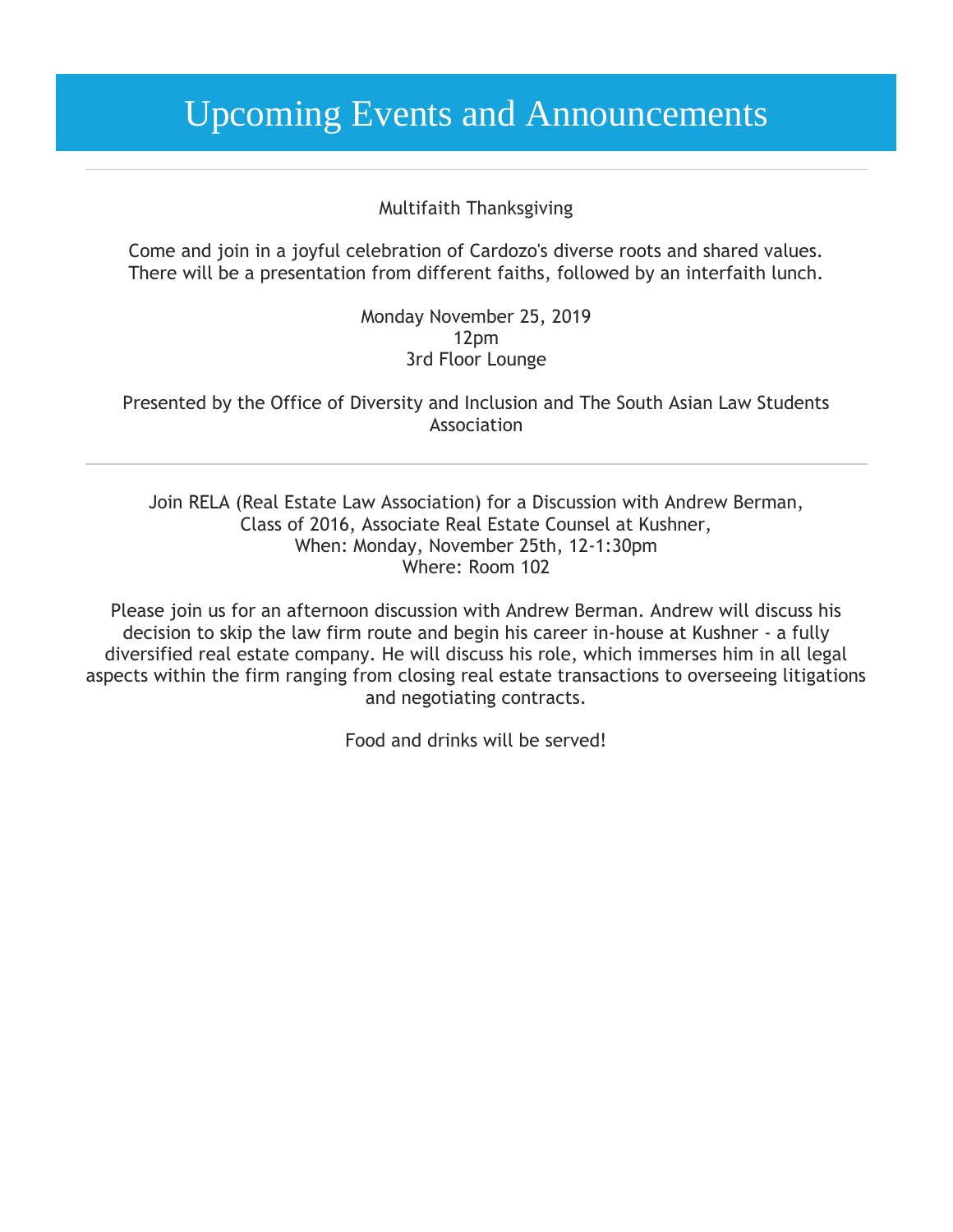# Upcoming Events and Announcements

---

Multifaith Thanksgiving

Come and join in a joyful celebration of Cardozo's diverse roots and shared values. There will be a presentation from different faiths, followed by an interfaith lunch.

Monday November 25, 2019
12pm
3rd Floor Lounge

Presented by the Office of Diversity and Inclusion and The South Asian Law Students Association

---

Join RELA (Real Estate Law Association) for a Discussion with Andrew Berman, Class of 2016, Associate Real Estate Counsel at Kushner,
When: Monday, November 25th, 12-1:30pm
Where: Room 102

Please join us for an afternoon discussion with Andrew Berman. Andrew will discuss his decision to skip the law firm route and begin his career in-house at Kushner - a fully diversified real estate company. He will discuss his role, which immerses him in all legal aspects within the firm ranging from closing real estate transactions to overseeing litigations and negotiating contracts.

Food and drinks will be served!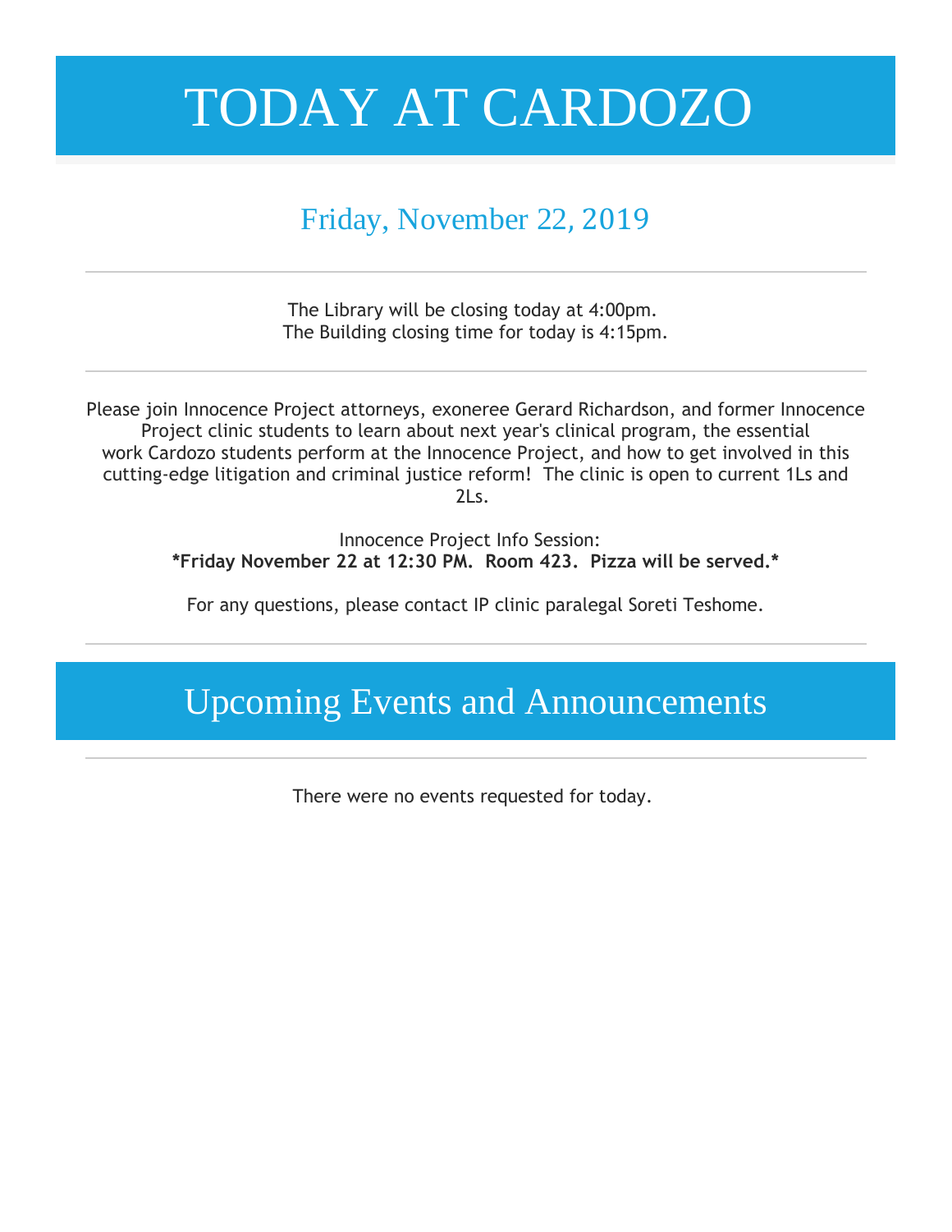# TODAY AT CARDOZO

## Friday, November 22, 2019

---

The Library will be closing today at 4:00pm.
The Building closing time for today is 4:15pm.

---

Please join Innocence Project attorneys, exoneree Gerard Richardson, and former Innocence Project clinic students to learn about next year's clinical program, the essential work Cardozo students perform at the Innocence Project, and how to get involved in this cutting-edge litigation and criminal justice reform! The clinic is open to current 1Ls and 2Ls.

Innocence Project Info Session:
**\*Friday November 22 at 12:30 PM. Room 423. Pizza will be served.\***

For any questions, please contact IP clinic paralegal Soreti Teshome.

---

# Upcoming Events and Announcements

---

There were no events requested for today.